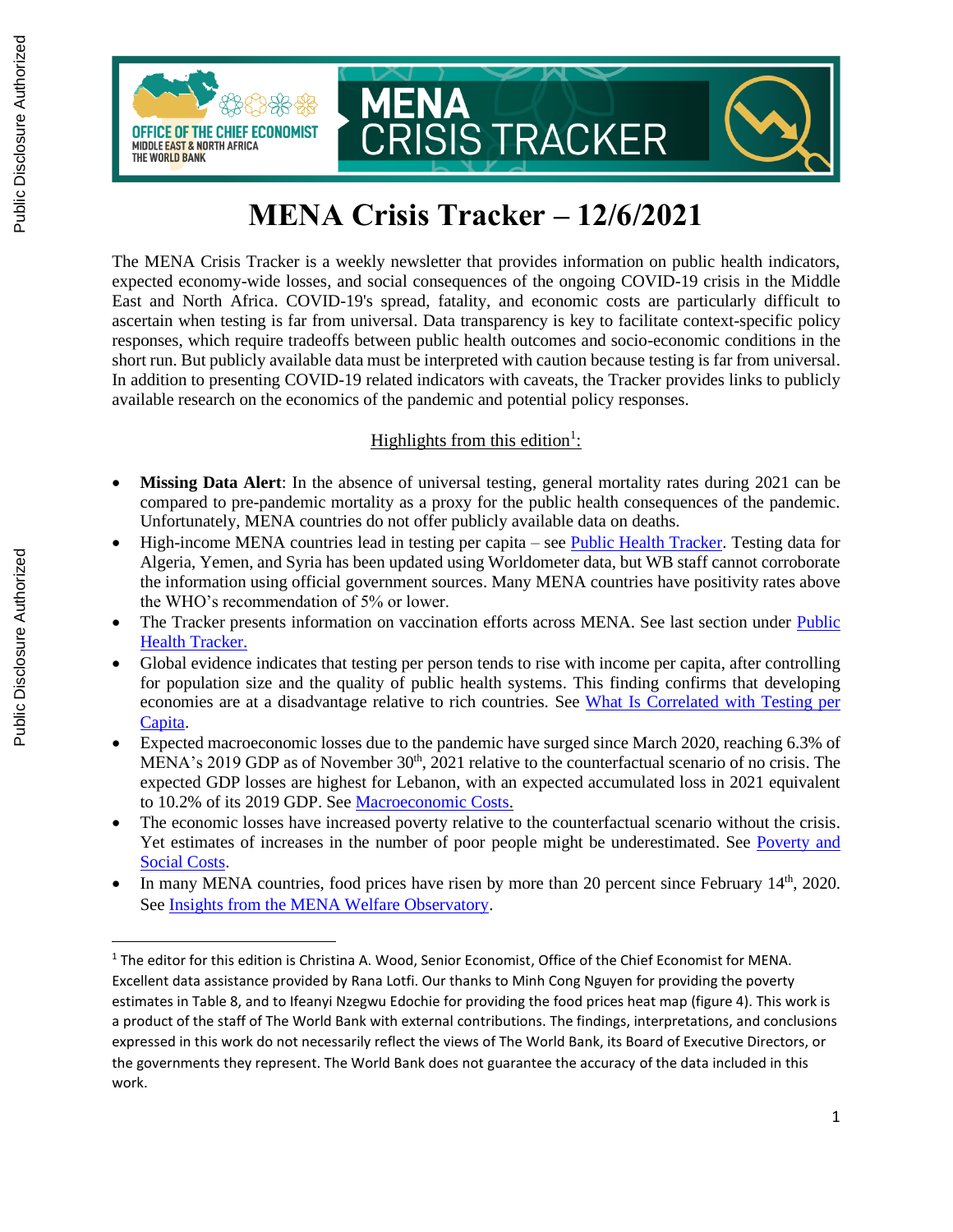# MENA Crisis Tracker – 12/6/2021

The MENA Crisis Tracker is a weekly newsletter that provides information on public health indicators, expected economy-wide losses, and social consequences of the ongoing COVID-19 crisis in the Middle East and North Africa. COVID-19's spread, fatality, and economic costs are particularly difficult to ascertain when testing is far from universal. Data transparency is key to facilitate context-specific policy responses, which require tradeoffs between public health outcomes and socio-economic conditions in the short run. But publicly available data must be interpreted with caution because testing is far from universal. In addition to presenting COVID-19 related indicators with caveats, the Tracker provides links to publicly available research on the economics of the pandemic and potential policy responses.

Highlights from this edition[1]:

- **Missing Data Alert**: In the absence of universal testing, general mortality rates during 2021 can be compared to pre-pandemic mortality as a proxy for the public health consequences of the pandemic. Unfortunately, MENA countries do not offer publicly available data on deaths.
- High-income MENA countries lead in testing per capita – see Public Health Tracker. Testing data for Algeria, Yemen, and Syria has been updated using Worldometer data, but WB staff cannot corroborate the information using official government sources. Many MENA countries have positivity rates above the WHO's recommendation of 5% or lower.
- The Tracker presents information on vaccination efforts across MENA. See last section under Public Health Tracker.
- Global evidence indicates that testing per person tends to rise with income per capita, after controlling for population size and the quality of public health systems. This finding confirms that developing economies are at a disadvantage relative to rich countries. See What Is Correlated with Testing per Capita.
- Expected macroeconomic losses due to the pandemic have surged since March 2020, reaching 6.3% of MENA's 2019 GDP as of November 30th, 2021 relative to the counterfactual scenario of no crisis. The expected GDP losses are highest for Lebanon, with an expected accumulated loss in 2021 equivalent to 10.2% of its 2019 GDP. See Macroeconomic Costs.
- The economic losses have increased poverty relative to the counterfactual scenario without the crisis. Yet estimates of increases in the number of poor people might be underestimated. See Poverty and Social Costs.
- In many MENA countries, food prices have risen by more than 20 percent since February 14th, 2020. See Insights from the MENA Welfare Observatory.

[1] The editor for this edition is Christina A. Wood, Senior Economist, Office of the Chief Economist for MENA. Excellent data assistance provided by Rana Lotfi. Our thanks to Minh Cong Nguyen for providing the poverty estimates in Table 8, and to Ifeanyi Nzegwu Edochie for providing the food prices heat map (figure 4). This work is a product of the staff of The World Bank with external contributions. The findings, interpretations, and conclusions expressed in this work do not necessarily reflect the views of The World Bank, its Board of Executive Directors, or the governments they represent. The World Bank does not guarantee the accuracy of the data included in this work.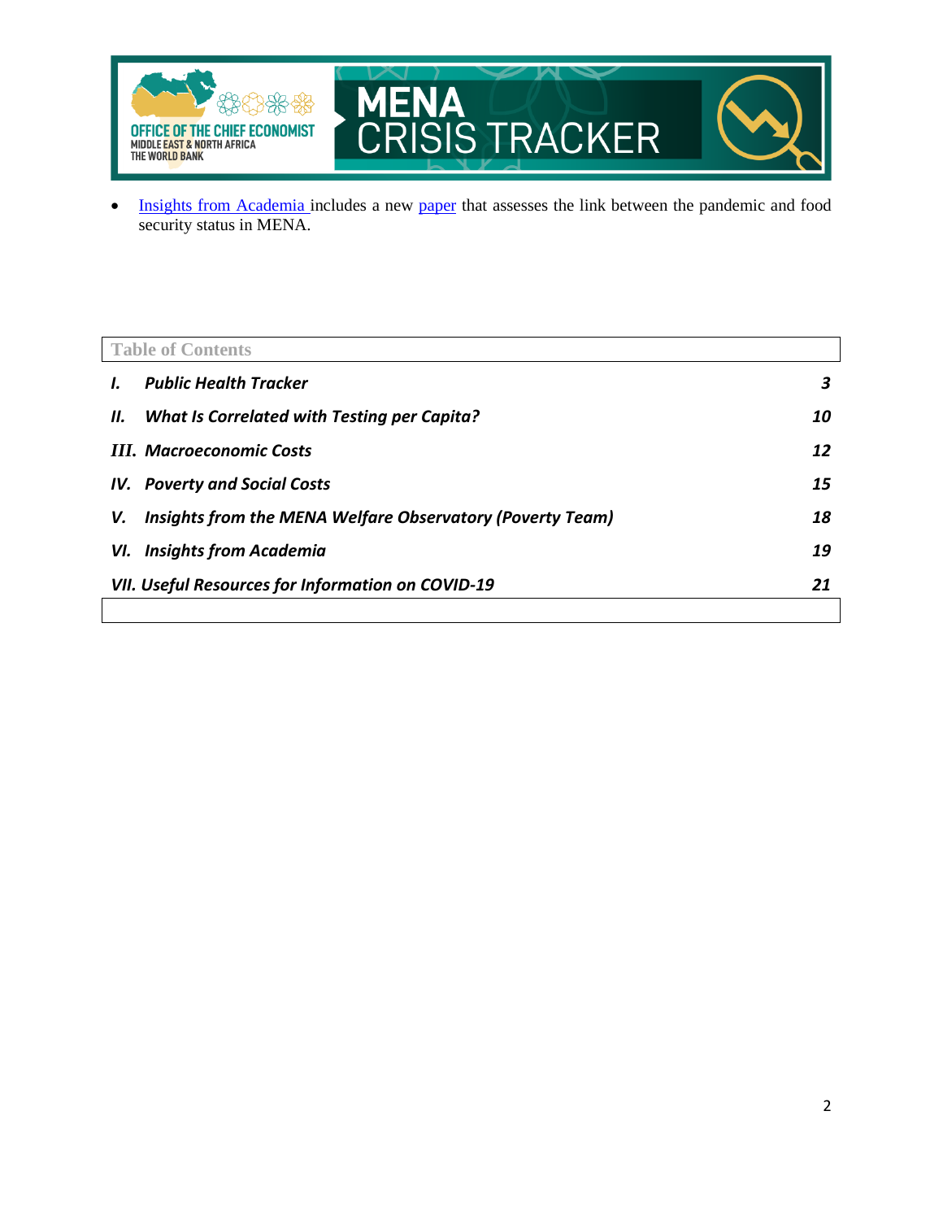- Insights from Academia includes a new paper that assesses the link between the pandemic and food security status in MENA.

**Table of Contents**

| | |
|---|---|
| ***I. Public Health Tracker*** | ***3*** |
| ***II. What Is Correlated with Testing per Capita?*** | ***10*** |
| ***III. Macroeconomic Costs*** | ***12*** |
| ***IV. Poverty and Social Costs*** | ***15*** |
| ***V. Insights from the MENA Welfare Observatory (Poverty Team)*** | ***18*** |
| ***VI. Insights from Academia*** | ***19*** |
| ***VII. Useful Resources for Information on COVID-19*** | ***21*** |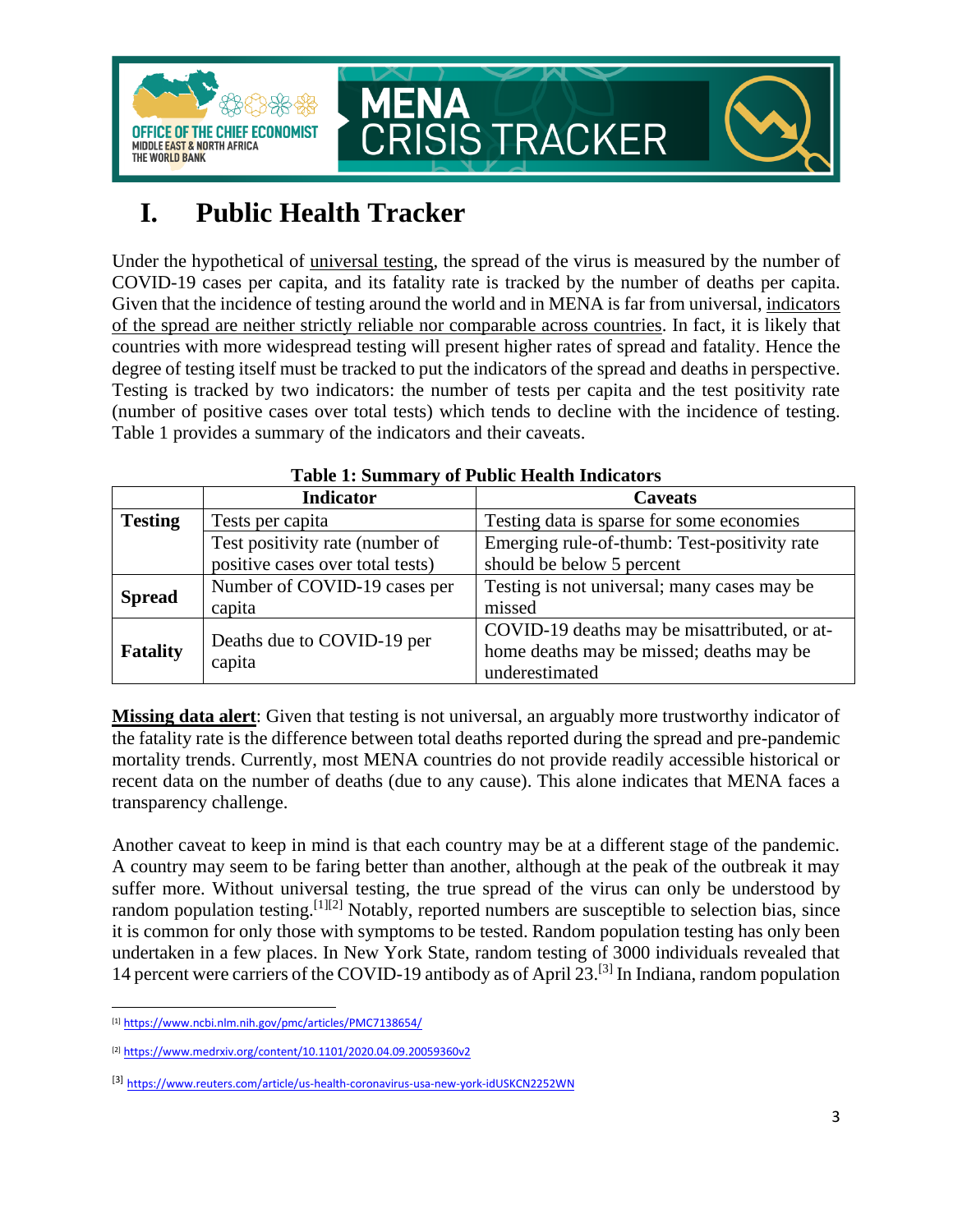# I. Public Health Tracker

Under the hypothetical of universal testing, the spread of the virus is measured by the number of COVID-19 cases per capita, and its fatality rate is tracked by the number of deaths per capita. Given that the incidence of testing around the world and in MENA is far from universal, indicators of the spread are neither strictly reliable nor comparable across countries. In fact, it is likely that countries with more widespread testing will present higher rates of spread and fatality. Hence the degree of testing itself must be tracked to put the indicators of the spread and deaths in perspective. Testing is tracked by two indicators: the number of tests per capita and the test positivity rate (number of positive cases over total tests) which tends to decline with the incidence of testing. Table 1 provides a summary of the indicators and their caveats.

**Table 1: Summary of Public Health Indicators**

| | Indicator | Caveats |
|---|---|---|
| **Testing** | Tests per capita | Testing data is sparse for some economies |
| | Test positivity rate (number of positive cases over total tests) | Emerging rule-of-thumb: Test-positivity rate should be below 5 percent |
| **Spread** | Number of COVID-19 cases per capita | Testing is not universal; many cases may be missed |
| **Fatality** | Deaths due to COVID-19 per capita | COVID-19 deaths may be misattributed, or at-home deaths may be missed; deaths may be underestimated |

**Missing data alert**: Given that testing is not universal, an arguably more trustworthy indicator of the fatality rate is the difference between total deaths reported during the spread and pre-pandemic mortality trends. Currently, most MENA countries do not provide readily accessible historical or recent data on the number of deaths (due to any cause). This alone indicates that MENA faces a transparency challenge.

Another caveat to keep in mind is that each country may be at a different stage of the pandemic. A country may seem to be faring better than another, although at the peak of the outbreak it may suffer more. Without universal testing, the true spread of the virus can only be understood by random population testing.[1][2] Notably, reported numbers are susceptible to selection bias, since it is common for only those with symptoms to be tested. Random population testing has only been undertaken in a few places. In New York State, random testing of 3000 individuals revealed that 14 percent were carriers of the COVID-19 antibody as of April 23.[3] In Indiana, random population

[1] https://www.ncbi.nlm.nih.gov/pmc/articles/PMC7138654/

[2] https://www.medrxiv.org/content/10.1101/2020.04.09.20059360v2

[3] https://www.reuters.com/article/us-health-coronavirus-usa-new-york-idUSKCN2252WN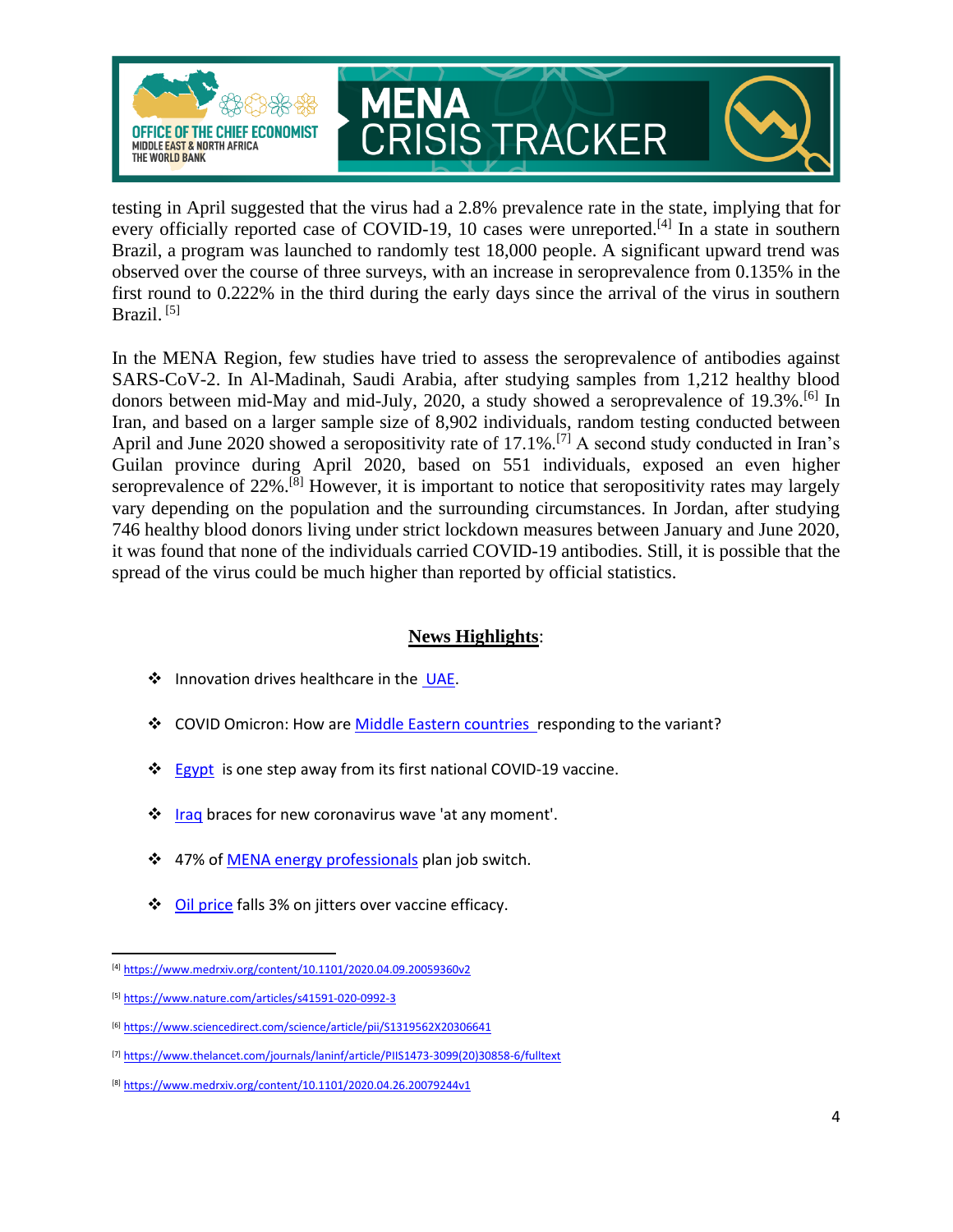testing in April suggested that the virus had a 2.8% prevalence rate in the state, implying that for every officially reported case of COVID-19, 10 cases were unreported.[4] In a state in southern Brazil, a program was launched to randomly test 18,000 people. A significant upward trend was observed over the course of three surveys, with an increase in seroprevalence from 0.135% in the first round to 0.222% in the third during the early days since the arrival of the virus in southern Brazil. [5]

In the MENA Region, few studies have tried to assess the seroprevalence of antibodies against SARS-CoV-2. In Al-Madinah, Saudi Arabia, after studying samples from 1,212 healthy blood donors between mid-May and mid-July, 2020, a study showed a seroprevalence of 19.3%.[6] In Iran, and based on a larger sample size of 8,902 individuals, random testing conducted between April and June 2020 showed a seropositivity rate of 17.1%.[7] A second study conducted in Iran's Guilan province during April 2020, based on 551 individuals, exposed an even higher seroprevalence of 22%.[8] However, it is important to notice that seropositivity rates may largely vary depending on the population and the surrounding circumstances. In Jordan, after studying 746 healthy blood donors living under strict lockdown measures between January and June 2020, it was found that none of the individuals carried COVID-19 antibodies. Still, it is possible that the spread of the virus could be much higher than reported by official statistics.

## News Highlights:

- Innovation drives healthcare in the UAE.
- COVID Omicron: How are Middle Eastern countries responding to the variant?
- Egypt is one step away from its first national COVID-19 vaccine.
- Iraq braces for new coronavirus wave 'at any moment'.
- 47% of MENA energy professionals plan job switch.
- Oil price falls 3% on jitters over vaccine efficacy.

---

[4] https://www.medrxiv.org/content/10.1101/2020.04.09.20059360v2

[5] https://www.nature.com/articles/s41591-020-0992-3

[6] https://www.sciencedirect.com/science/article/pii/S1319562X20306641

[7] https://www.thelancet.com/journals/laninf/article/PIIS1473-3099(20)30858-6/fulltext

[8] https://www.medrxiv.org/content/10.1101/2020.04.26.20079244v1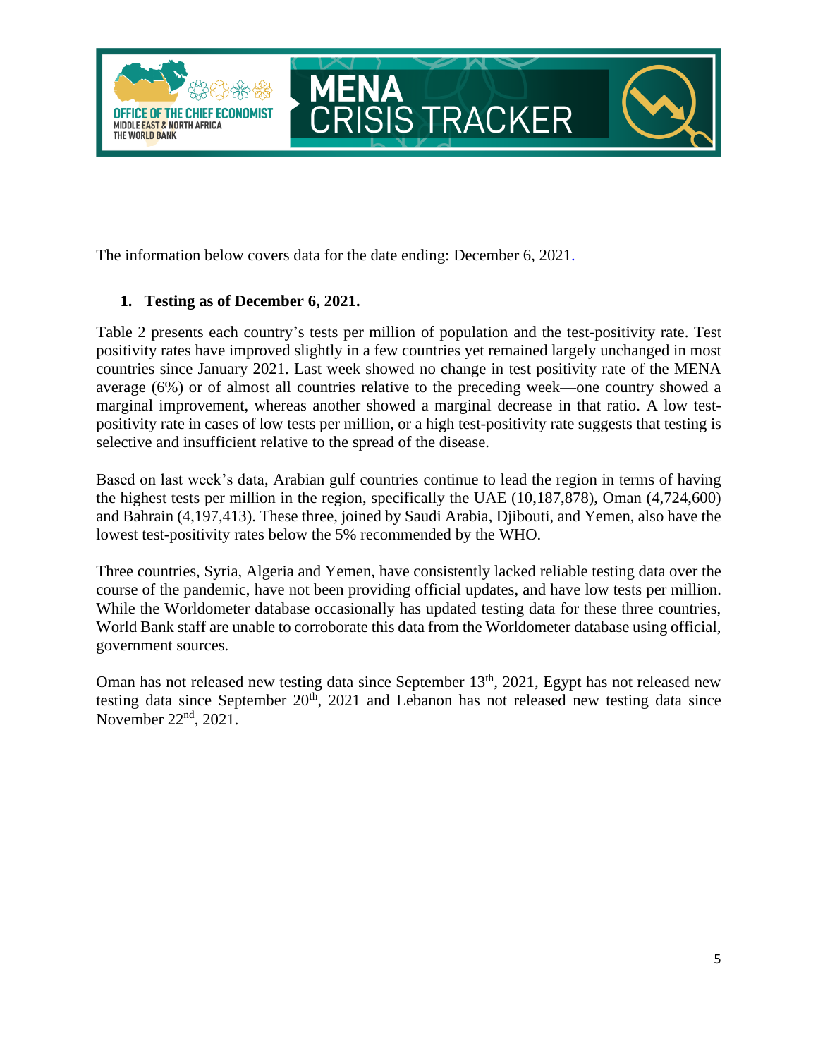The information below covers data for the date ending: December 6, 2021.

1. **Testing as of December 6, 2021.**

Table 2 presents each country's tests per million of population and the test-positivity rate. Test positivity rates have improved slightly in a few countries yet remained largely unchanged in most countries since January 2021. Last week showed no change in test positivity rate of the MENA average (6%) or of almost all countries relative to the preceding week—one country showed a marginal improvement, whereas another showed a marginal decrease in that ratio. A low test-positivity rate in cases of low tests per million, or a high test-positivity rate suggests that testing is selective and insufficient relative to the spread of the disease.

Based on last week's data, Arabian gulf countries continue to lead the region in terms of having the highest tests per million in the region, specifically the UAE (10,187,878), Oman (4,724,600) and Bahrain (4,197,413). These three, joined by Saudi Arabia, Djibouti, and Yemen, also have the lowest test-positivity rates below the 5% recommended by the WHO.

Three countries, Syria, Algeria and Yemen, have consistently lacked reliable testing data over the course of the pandemic, have not been providing official updates, and have low tests per million. While the Worldometer database occasionally has updated testing data for these three countries, World Bank staff are unable to corroborate this data from the Worldometer database using official, government sources.

Oman has not released new testing data since September 13th, 2021, Egypt has not released new testing data since September 20th, 2021 and Lebanon has not released new testing data since November 22nd, 2021.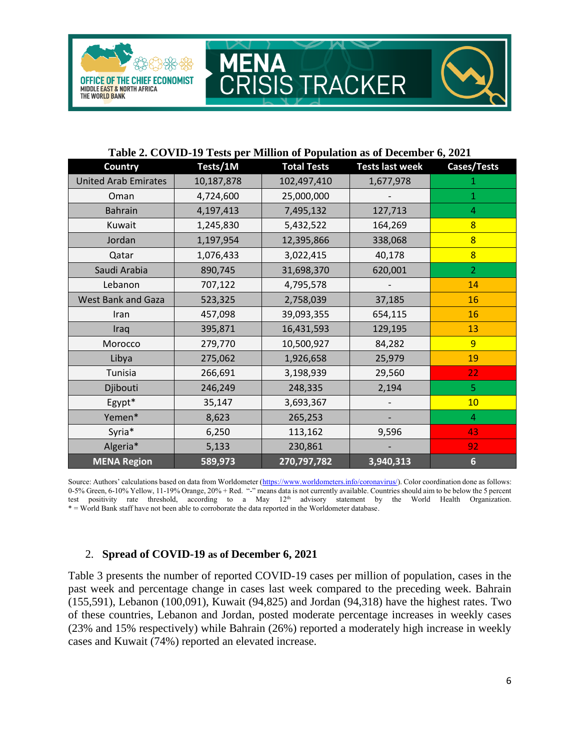**Table 2. COVID-19 Tests per Million of Population as of December 6, 2021**

| Country | Tests/1M | Total Tests | Tests last week | Cases/Tests |
|---|---|---|---|---|
| United Arab Emirates | 10,187,878 | 102,497,410 | 1,677,978 | 1 |
| Oman | 4,724,600 | 25,000,000 | - | 1 |
| Bahrain | 4,197,413 | 7,495,132 | 127,713 | 4 |
| Kuwait | 1,245,830 | 5,432,522 | 164,269 | 8 |
| Jordan | 1,197,954 | 12,395,866 | 338,068 | 8 |
| Qatar | 1,076,433 | 3,022,415 | 40,178 | 8 |
| Saudi Arabia | 890,745 | 31,698,370 | 620,001 | 2 |
| Lebanon | 707,122 | 4,795,578 | - | 14 |
| West Bank and Gaza | 523,325 | 2,758,039 | 37,185 | 16 |
| Iran | 457,098 | 39,093,355 | 654,115 | 16 |
| Iraq | 395,871 | 16,431,593 | 129,195 | 13 |
| Morocco | 279,770 | 10,500,927 | 84,282 | 9 |
| Libya | 275,062 | 1,926,658 | 25,979 | 19 |
| Tunisia | 266,691 | 3,198,939 | 29,560 | 22 |
| Djibouti | 246,249 | 248,335 | 2,194 | 5 |
| Egypt* | 35,147 | 3,693,367 | - | 10 |
| Yemen* | 8,623 | 265,253 | - | 4 |
| Syria* | 6,250 | 113,162 | 9,596 | 43 |
| Algeria* | 5,133 | 230,861 | - | 92 |
| **MENA Region** | **589,973** | **270,797,782** | **3,940,313** | **6** |

Source: Authors' calculations based on data from Worldometer (https://www.worldometers.info/coronavirus/). Color coordination done as follows: 0-5% Green, 6-10% Yellow, 11-19% Orange, 20% + Red. "-" means data is not currently available. Countries should aim to be below the 5 percent test positivity rate threshold, according to a May 12th advisory statement by the World Health Organization.
* = World Bank staff have not been able to corroborate the data reported in the Worldometer database.

## 2. Spread of COVID-19 as of December 6, 2021

Table 3 presents the number of reported COVID-19 cases per million of population, cases in the past week and percentage change in cases last week compared to the preceding week. Bahrain (155,591), Lebanon (100,091), Kuwait (94,825) and Jordan (94,318) have the highest rates. Two of these countries, Lebanon and Jordan, posted moderate percentage increases in weekly cases (23% and 15% respectively) while Bahrain (26%) reported a moderately high increase in weekly cases and Kuwait (74%) reported an elevated increase.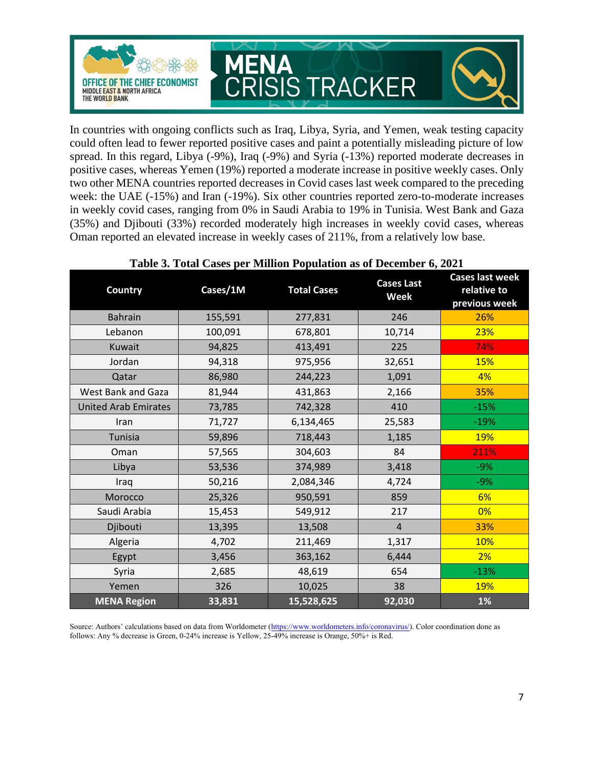In countries with ongoing conflicts such as Iraq, Libya, Syria, and Yemen, weak testing capacity could often lead to fewer reported positive cases and paint a potentially misleading picture of low spread. In this regard, Libya (-9%), Iraq (-9%) and Syria (-13%) reported moderate decreases in positive cases, whereas Yemen (19%) reported a moderate increase in positive weekly cases. Only two other MENA countries reported decreases in Covid cases last week compared to the preceding week: the UAE (-15%) and Iran (-19%). Six other countries reported zero-to-moderate increases in weekly covid cases, ranging from 0% in Saudi Arabia to 19% in Tunisia. West Bank and Gaza (35%) and Djibouti (33%) recorded moderately high increases in weekly covid cases, whereas Oman reported an elevated increase in weekly cases of 211%, from a relatively low base.

**Table 3. Total Cases per Million Population as of December 6, 2021**

| Country | Cases/1M | Total Cases | Cases Last Week | Cases last week relative to previous week |
|---|---|---|---|---|
| Bahrain | 155,591 | 277,831 | 246 | 26% |
| Lebanon | 100,091 | 678,801 | 10,714 | 23% |
| Kuwait | 94,825 | 413,491 | 225 | 74% |
| Jordan | 94,318 | 975,956 | 32,651 | 15% |
| Qatar | 86,980 | 244,223 | 1,091 | 4% |
| West Bank and Gaza | 81,944 | 431,863 | 2,166 | 35% |
| United Arab Emirates | 73,785 | 742,328 | 410 | -15% |
| Iran | 71,727 | 6,134,465 | 25,583 | -19% |
| Tunisia | 59,896 | 718,443 | 1,185 | 19% |
| Oman | 57,565 | 304,603 | 84 | 211% |
| Libya | 53,536 | 374,989 | 3,418 | -9% |
| Iraq | 50,216 | 2,084,346 | 4,724 | -9% |
| Morocco | 25,326 | 950,591 | 859 | 6% |
| Saudi Arabia | 15,453 | 549,912 | 217 | 0% |
| Djibouti | 13,395 | 13,508 | 4 | 33% |
| Algeria | 4,702 | 211,469 | 1,317 | 10% |
| Egypt | 3,456 | 363,162 | 6,444 | 2% |
| Syria | 2,685 | 48,619 | 654 | -13% |
| Yemen | 326 | 10,025 | 38 | 19% |
| **MENA Region** | **33,831** | **15,528,625** | **92,030** | **1%** |

Source: Authors' calculations based on data from Worldometer (https://www.worldometers.info/coronavirus/). Color coordination done as follows: Any % decrease is Green, 0-24% increase is Yellow, 25-49% increase is Orange, 50%+ is Red.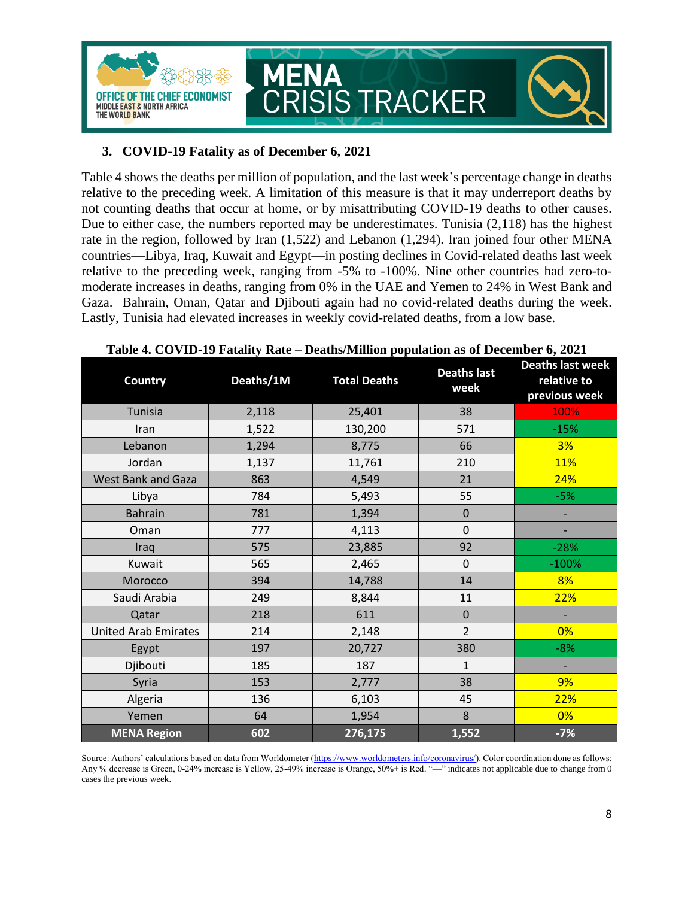### 3. COVID-19 Fatality as of December 6, 2021

Table 4 shows the deaths per million of population, and the last week's percentage change in deaths relative to the preceding week. A limitation of this measure is that it may underreport deaths by not counting deaths that occur at home, or by misattributing COVID-19 deaths to other causes. Due to either case, the numbers reported may be underestimates. Tunisia (2,118) has the highest rate in the region, followed by Iran (1,522) and Lebanon (1,294). Iran joined four other MENA countries—Libya, Iraq, Kuwait and Egypt—in posting declines in Covid-related deaths last week relative to the preceding week, ranging from -5% to -100%. Nine other countries had zero-to-moderate increases in deaths, ranging from 0% in the UAE and Yemen to 24% in West Bank and Gaza. Bahrain, Oman, Qatar and Djibouti again had no covid-related deaths during the week. Lastly, Tunisia had elevated increases in weekly covid-related deaths, from a low base.

**Table 4. COVID-19 Fatality Rate – Deaths/Million population as of December 6, 2021**

| Country | Deaths/1M | Total Deaths | Deaths last week | Deaths last week relative to previous week |
|---|---|---|---|---|
| Tunisia | 2,118 | 25,401 | 38 | 100% |
| Iran | 1,522 | 130,200 | 571 | -15% |
| Lebanon | 1,294 | 8,775 | 66 | 3% |
| Jordan | 1,137 | 11,761 | 210 | 11% |
| West Bank and Gaza | 863 | 4,549 | 21 | 24% |
| Libya | 784 | 5,493 | 55 | -5% |
| Bahrain | 781 | 1,394 | 0 | - |
| Oman | 777 | 4,113 | 0 | - |
| Iraq | 575 | 23,885 | 92 | -28% |
| Kuwait | 565 | 2,465 | 0 | -100% |
| Morocco | 394 | 14,788 | 14 | 8% |
| Saudi Arabia | 249 | 8,844 | 11 | 22% |
| Qatar | 218 | 611 | 0 | - |
| United Arab Emirates | 214 | 2,148 | 2 | 0% |
| Egypt | 197 | 20,727 | 380 | -8% |
| Djibouti | 185 | 187 | 1 | - |
| Syria | 153 | 2,777 | 38 | 9% |
| Algeria | 136 | 6,103 | 45 | 22% |
| Yemen | 64 | 1,954 | 8 | 0% |
| **MENA Region** | **602** | **276,175** | **1,552** | **-7%** |

Source: Authors' calculations based on data from Worldometer (https://www.worldometers.info/coronavirus/). Color coordination done as follows: Any % decrease is Green, 0-24% increase is Yellow, 25-49% increase is Orange, 50%+ is Red. "—" indicates not applicable due to change from 0 cases the previous week.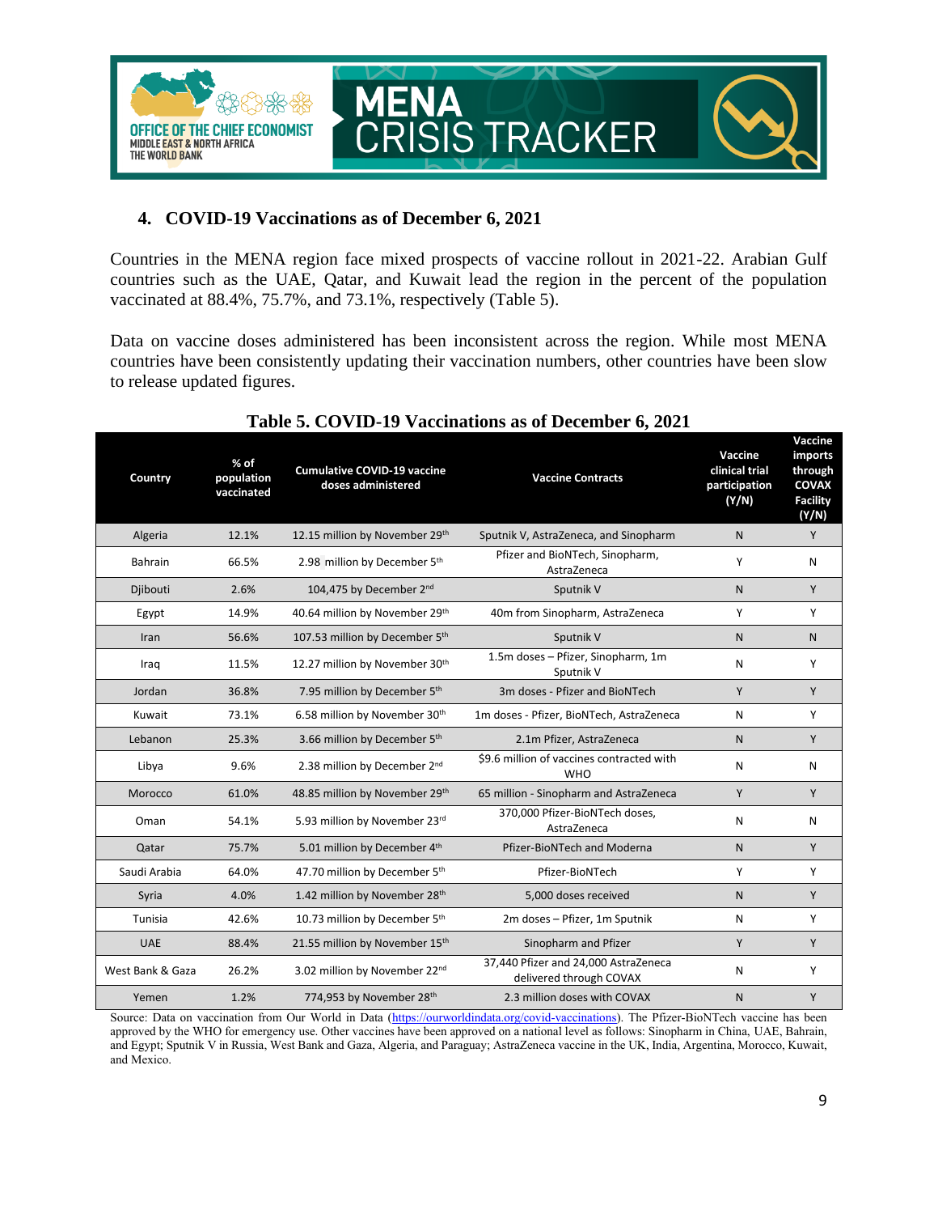## 4. COVID-19 Vaccinations as of December 6, 2021

Countries in the MENA region face mixed prospects of vaccine rollout in 2021-22. Arabian Gulf countries such as the UAE, Qatar, and Kuwait lead the region in the percent of the population vaccinated at 88.4%, 75.7%, and 73.1%, respectively (Table 5).

Data on vaccine doses administered has been inconsistent across the region. While most MENA countries have been consistently updating their vaccination numbers, other countries have been slow to release updated figures.

**Table 5. COVID-19 Vaccinations as of December 6, 2021**

| Country | % of population vaccinated | Cumulative COVID-19 vaccine doses administered | Vaccine Contracts | Vaccine clinical trial participation (Y/N) | Vaccine imports through COVAX Facility (Y/N) |
|---|---|---|---|---|---|
| Algeria | 12.1% | 12.15 million by November 29th | Sputnik V, AstraZeneca, and Sinopharm | N | Y |
| Bahrain | 66.5% | 2.98 million by December 5th | Pfizer and BioNTech, Sinopharm, AstraZeneca | Y | N |
| Djibouti | 2.6% | 104,475 by December 2nd | Sputnik V | N | Y |
| Egypt | 14.9% | 40.64 million by November 29th | 40m from Sinopharm, AstraZeneca | Y | Y |
| Iran | 56.6% | 107.53 million by December 5th | Sputnik V | N | N |
| Iraq | 11.5% | 12.27 million by November 30th | 1.5m doses – Pfizer, Sinopharm, 1m Sputnik V | N | Y |
| Jordan | 36.8% | 7.95 million by December 5th | 3m doses - Pfizer and BioNTech | Y | Y |
| Kuwait | 73.1% | 6.58 million by November 30th | 1m doses - Pfizer, BioNTech, AstraZeneca | N | Y |
| Lebanon | 25.3% | 3.66 million by December 5th | 2.1m Pfizer, AstraZeneca | N | Y |
| Libya | 9.6% | 2.38 million by December 2nd | $9.6 million of vaccines contracted with WHO | N | N |
| Morocco | 61.0% | 48.85 million by November 29th | 65 million - Sinopharm and AstraZeneca | Y | Y |
| Oman | 54.1% | 5.93 million by November 23rd | 370,000 Pfizer-BioNTech doses, AstraZeneca | N | N |
| Qatar | 75.7% | 5.01 million by December 4th | Pfizer-BioNTech and Moderna | N | Y |
| Saudi Arabia | 64.0% | 47.70 million by December 5th | Pfizer-BioNTech | Y | Y |
| Syria | 4.0% | 1.42 million by November 28th | 5,000 doses received | N | Y |
| Tunisia | 42.6% | 10.73 million by December 5th | 2m doses – Pfizer, 1m Sputnik | N | Y |
| UAE | 88.4% | 21.55 million by November 15th | Sinopharm and Pfizer | Y | Y |
| West Bank & Gaza | 26.2% | 3.02 million by November 22nd | 37,440 Pfizer and 24,000 AstraZeneca delivered through COVAX | N | Y |
| Yemen | 1.2% | 774,953 by November 28th | 2.3 million doses with COVAX | N | Y |

Source: Data on vaccination from Our World in Data (https://ourworldindata.org/covid-vaccinations). The Pfizer-BioNTech vaccine has been approved by the WHO for emergency use. Other vaccines have been approved on a national level as follows: Sinopharm in China, UAE, Bahrain, and Egypt; Sputnik V in Russia, West Bank and Gaza, Algeria, and Paraguay; AstraZeneca vaccine in the UK, India, Argentina, Morocco, Kuwait, and Mexico.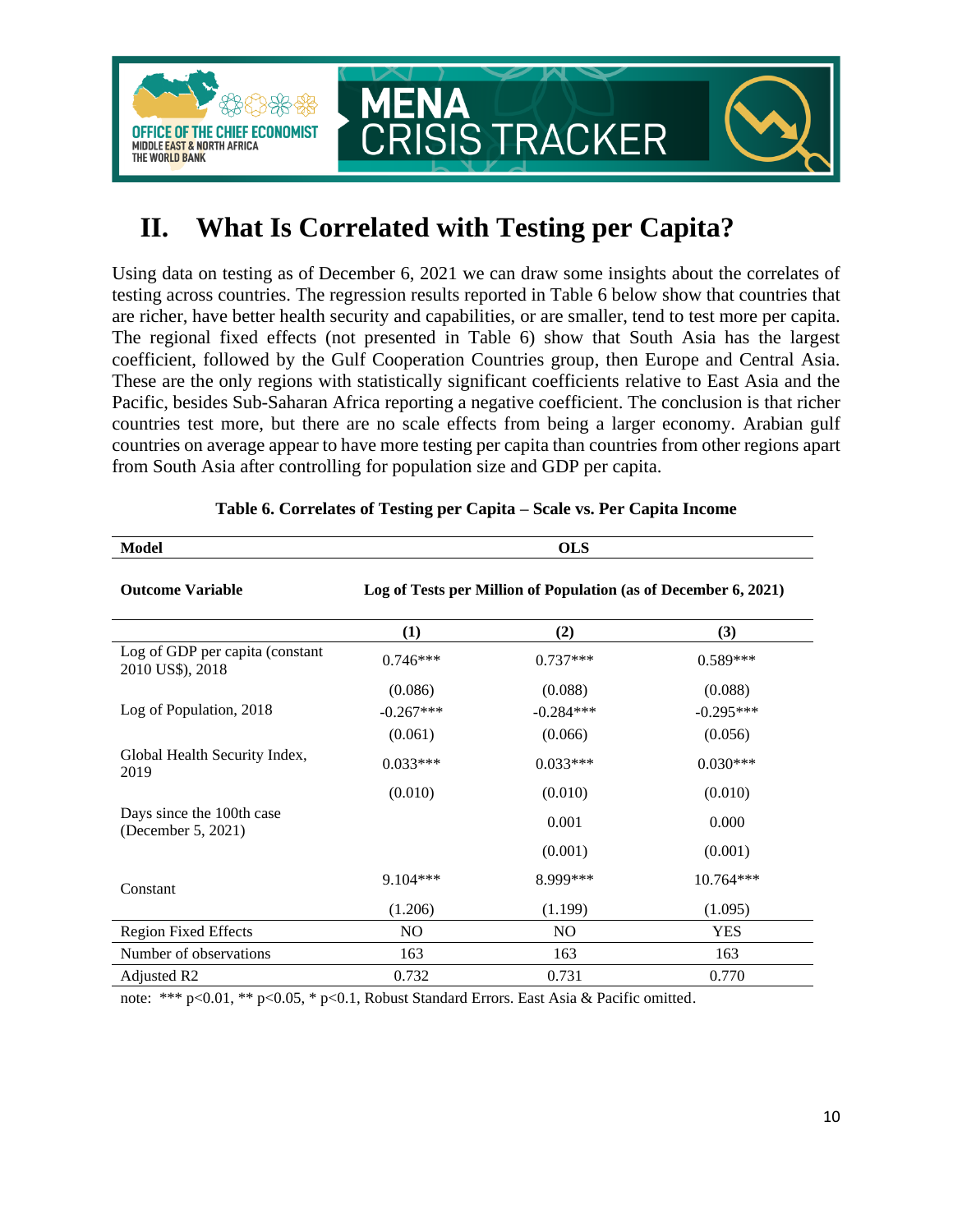# II. What Is Correlated with Testing per Capita?

Using data on testing as of December 6, 2021 we can draw some insights about the correlates of testing across countries. The regression results reported in Table 6 below show that countries that are richer, have better health security and capabilities, or are smaller, tend to test more per capita. The regional fixed effects (not presented in Table 6) show that South Asia has the largest coefficient, followed by the Gulf Cooperation Countries group, then Europe and Central Asia. These are the only regions with statistically significant coefficients relative to East Asia and the Pacific, besides Sub-Saharan Africa reporting a negative coefficient. The conclusion is that richer countries test more, but there are no scale effects from being a larger economy. Arabian gulf countries on average appear to have more testing per capita than countries from other regions apart from South Asia after controlling for population size and GDP per capita.

**Table 6. Correlates of Testing per Capita – Scale vs. Per Capita Income**

| **Model** | **OLS** | | |
|---|---|---|---|
| **Outcome Variable** | **Log of Tests per Million of Population (as of December 6, 2021)** | | |
| | **(1)** | **(2)** | **(3)** |
| Log of GDP per capita (constant 2010 US$), 2018 | 0.746*** | 0.737*** | 0.589*** |
| | (0.086) | (0.088) | (0.088) |
| Log of Population, 2018 | -0.267*** | -0.284*** | -0.295*** |
| | (0.061) | (0.066) | (0.056) |
| Global Health Security Index, 2019 | 0.033*** | 0.033*** | 0.030*** |
| | (0.010) | (0.010) | (0.010) |
| Days since the 100th case (December 5, 2021) | | 0.001 | 0.000 |
| | | (0.001) | (0.001) |
| Constant | 9.104*** | 8.999*** | 10.764*** |
| | (1.206) | (1.199) | (1.095) |
| Region Fixed Effects | NO | NO | YES |
| Number of observations | 163 | 163 | 163 |
| Adjusted R2 | 0.732 | 0.731 | 0.770 |

note: *** p<0.01, ** p<0.05, * p<0.1, Robust Standard Errors. East Asia & Pacific omitted.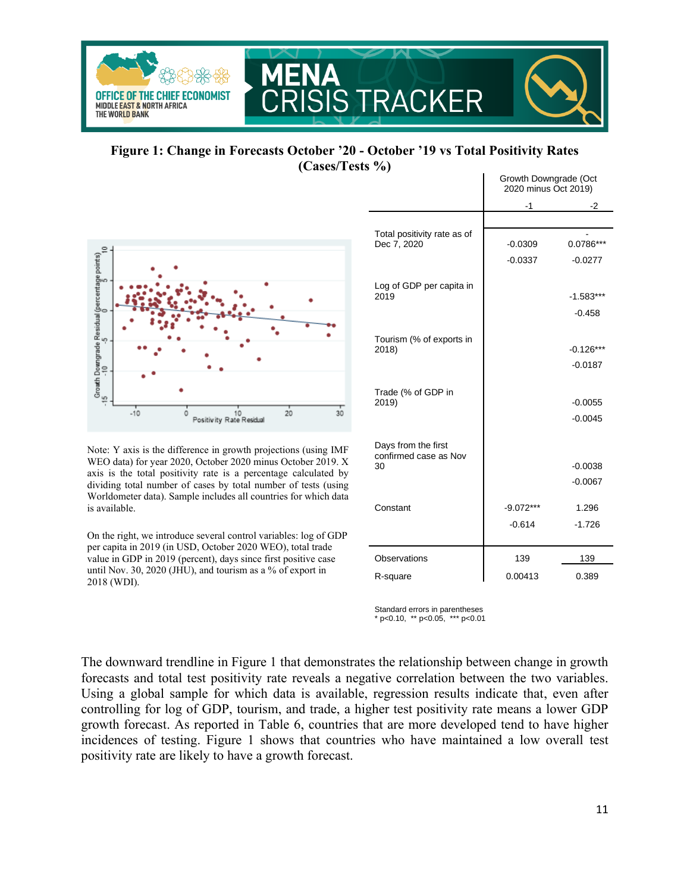**Figure 1: Change in Forecasts October '20 - October '19 vs Total Positivity Rates (Cases/Tests %)**

Note: Y axis is the difference in growth projections (using IMF WEO data) for year 2020, October 2020 minus October 2019. X axis is the total positivity rate is a percentage calculated by dividing total number of cases by total number of tests (using Worldometer data). Sample includes all countries for which data is available.

On the right, we introduce several control variables: log of GDP per capita in 2019 (in USD, October 2020 WEO), total trade value in GDP in 2019 (percent), days since first positive case until Nov. 30, 2020 (JHU), and tourism as a % of export in 2018 (WDI).

| | Growth Downgrade (Oct 2020 minus Oct 2019) | |
|---|---|---|
| | -1 | -2 |
| Total positivity rate as of Dec 7, 2020 | -0.0309 | -0.0786*** |
| | -0.0337 | -0.0277 |
| Log of GDP per capita in 2019 | | -1.583*** |
| | | -0.458 |
| Tourism (% of exports in 2018) | | -0.126*** |
| | | -0.0187 |
| Trade (% of GDP in 2019) | | -0.0055 |
| | | -0.0045 |
| Days from the first confirmed case as Nov 30 | | -0.0038 |
| | | -0.0067 |
| Constant | -9.072*** | 1.296 |
| | -0.614 | -1.726 |
| Observations | 139 | 139 |
| R-square | 0.00413 | 0.389 |

Standard errors in parentheses
* p<0.10, ** p<0.05, *** p<0.01

The downward trendline in Figure 1 that demonstrates the relationship between change in growth forecasts and total test positivity rate reveals a negative correlation between the two variables. Using a global sample for which data is available, regression results indicate that, even after controlling for log of GDP, tourism, and trade, a higher test positivity rate means a lower GDP growth forecast. As reported in Table 6, countries that are more developed tend to have higher incidences of testing. Figure 1 shows that countries who have maintained a low overall test positivity rate are likely to have a growth forecast.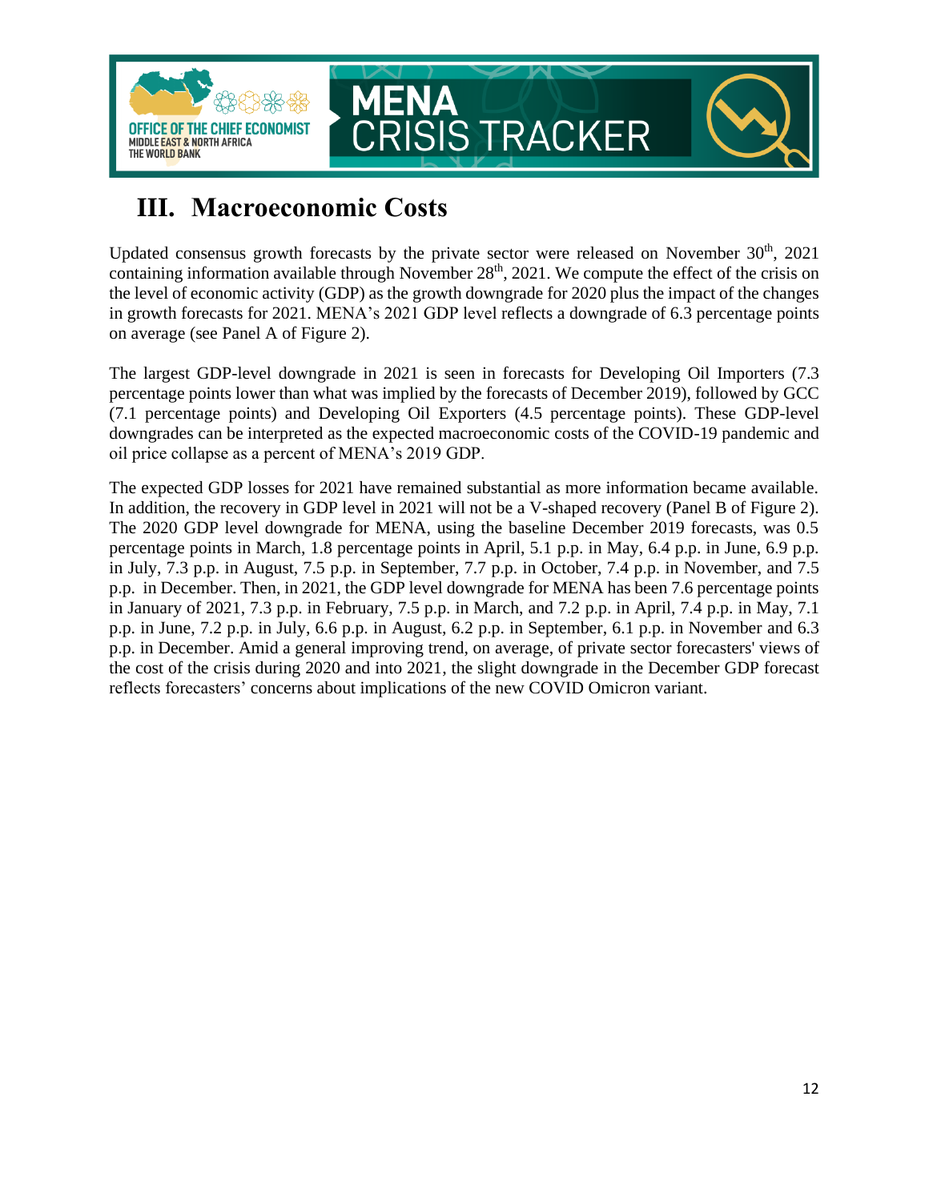# III. Macroeconomic Costs

Updated consensus growth forecasts by the private sector were released on November 30th, 2021 containing information available through November 28th, 2021. We compute the effect of the crisis on the level of economic activity (GDP) as the growth downgrade for 2020 plus the impact of the changes in growth forecasts for 2021. MENA's 2021 GDP level reflects a downgrade of 6.3 percentage points on average (see Panel A of Figure 2).

The largest GDP-level downgrade in 2021 is seen in forecasts for Developing Oil Importers (7.3 percentage points lower than what was implied by the forecasts of December 2019), followed by GCC (7.1 percentage points) and Developing Oil Exporters (4.5 percentage points). These GDP-level downgrades can be interpreted as the expected macroeconomic costs of the COVID-19 pandemic and oil price collapse as a percent of MENA's 2019 GDP.

The expected GDP losses for 2021 have remained substantial as more information became available. In addition, the recovery in GDP level in 2021 will not be a V-shaped recovery (Panel B of Figure 2). The 2020 GDP level downgrade for MENA, using the baseline December 2019 forecasts, was 0.5 percentage points in March, 1.8 percentage points in April, 5.1 p.p. in May, 6.4 p.p. in June, 6.9 p.p. in July, 7.3 p.p. in August, 7.5 p.p. in September, 7.7 p.p. in October, 7.4 p.p. in November, and 7.5 p.p. in December. Then, in 2021, the GDP level downgrade for MENA has been 7.6 percentage points in January of 2021, 7.3 p.p. in February, 7.5 p.p. in March, and 7.2 p.p. in April, 7.4 p.p. in May, 7.1 p.p. in June, 7.2 p.p. in July, 6.6 p.p. in August, 6.2 p.p. in September, 6.1 p.p. in November and 6.3 p.p. in December. Amid a general improving trend, on average, of private sector forecasters' views of the cost of the crisis during 2020 and into 2021, the slight downgrade in the December GDP forecast reflects forecasters' concerns about implications of the new COVID Omicron variant.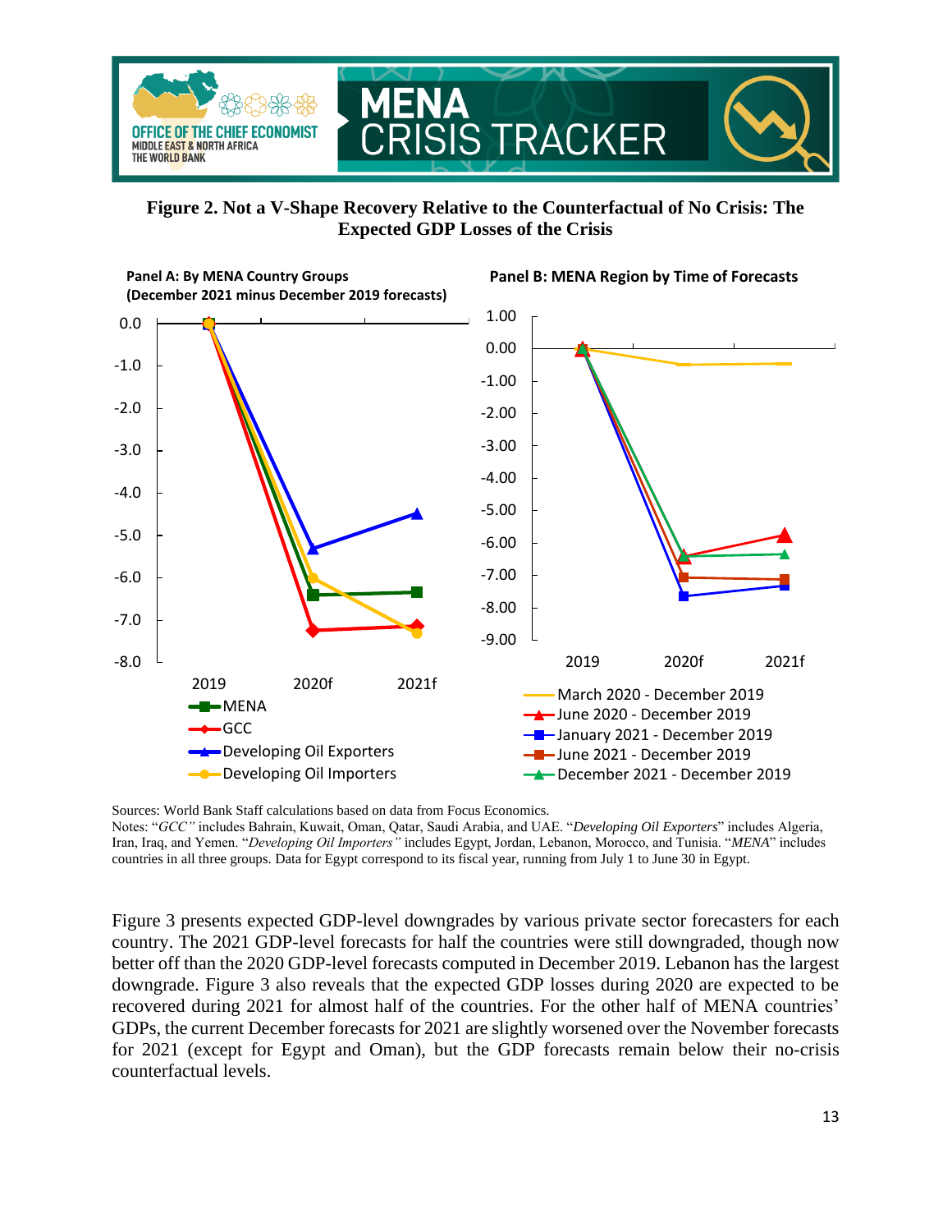**Figure 2. Not a V-Shape Recovery Relative to the Counterfactual of No Crisis: The Expected GDP Losses of the Crisis**

Panel A: By MENA Country Groups (December 2021 minus December 2019 forecasts)

Panel B: MENA Region by Time of Forecasts

Sources: World Bank Staff calculations based on data from Focus Economics.

Notes: "*GCC*" includes Bahrain, Kuwait, Oman, Qatar, Saudi Arabia, and UAE. "*Developing Oil Exporters*" includes Algeria, Iran, Iraq, and Yemen. "*Developing Oil Importers*" includes Egypt, Jordan, Lebanon, Morocco, and Tunisia. "*MENA*" includes countries in all three groups. Data for Egypt correspond to its fiscal year, running from July 1 to June 30 in Egypt.

Figure 3 presents expected GDP-level downgrades by various private sector forecasters for each country. The 2021 GDP-level forecasts for half the countries were still downgraded, though now better off than the 2020 GDP-level forecasts computed in December 2019. Lebanon has the largest downgrade. Figure 3 also reveals that the expected GDP losses during 2020 are expected to be recovered during 2021 for almost half of the countries. For the other half of MENA countries' GDPs, the current December forecasts for 2021 are slightly worsened over the November forecasts for 2021 (except for Egypt and Oman), but the GDP forecasts remain below their no-crisis counterfactual levels.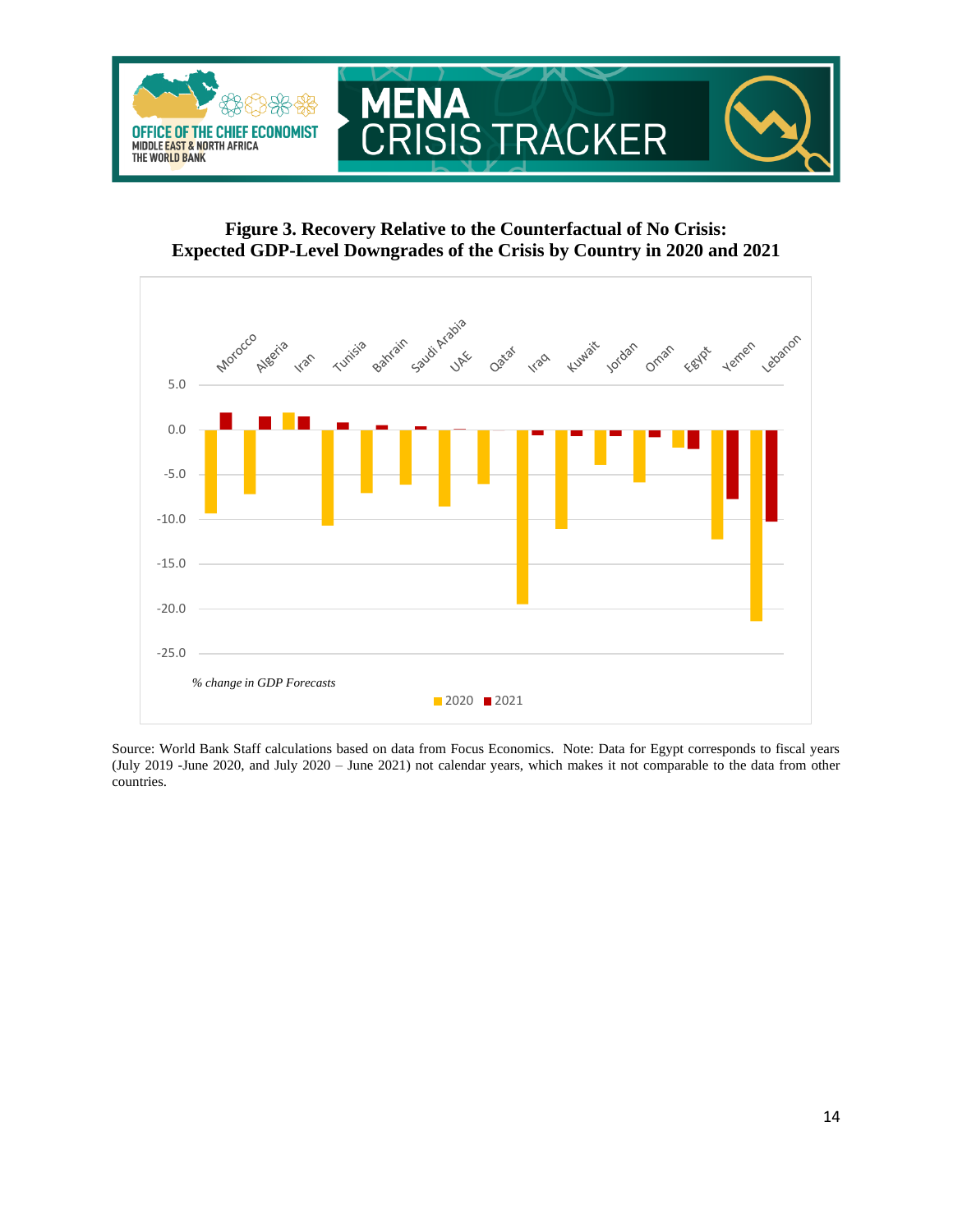**Figure 3. Recovery Relative to the Counterfactual of No Crisis: Expected GDP-Level Downgrades of the Crisis by Country in 2020 and 2021**

Source: World Bank Staff calculations based on data from Focus Economics. Note: Data for Egypt corresponds to fiscal years (July 2019 -June 2020, and July 2020 – June 2021) not calendar years, which makes it not comparable to the data from other countries.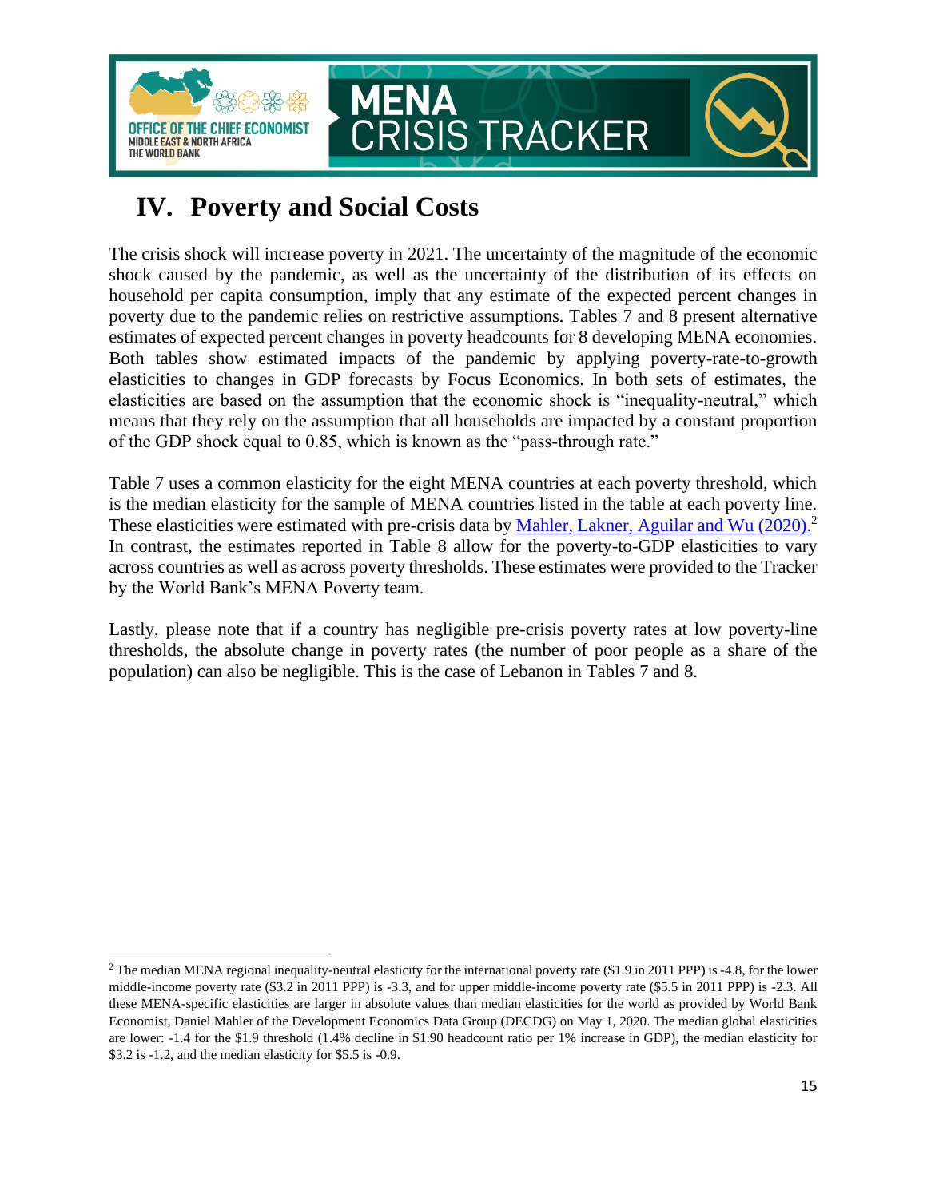# IV. Poverty and Social Costs

The crisis shock will increase poverty in 2021. The uncertainty of the magnitude of the economic shock caused by the pandemic, as well as the uncertainty of the distribution of its effects on household per capita consumption, imply that any estimate of the expected percent changes in poverty due to the pandemic relies on restrictive assumptions. Tables 7 and 8 present alternative estimates of expected percent changes in poverty headcounts for 8 developing MENA economies. Both tables show estimated impacts of the pandemic by applying poverty-rate-to-growth elasticities to changes in GDP forecasts by Focus Economics. In both sets of estimates, the elasticities are based on the assumption that the economic shock is "inequality-neutral," which means that they rely on the assumption that all households are impacted by a constant proportion of the GDP shock equal to 0.85, which is known as the "pass-through rate."

Table 7 uses a common elasticity for the eight MENA countries at each poverty threshold, which is the median elasticity for the sample of MENA countries listed in the table at each poverty line. These elasticities were estimated with pre-crisis data by Mahler, Lakner, Aguilar and Wu (2020).[2] In contrast, the estimates reported in Table 8 allow for the poverty-to-GDP elasticities to vary across countries as well as across poverty thresholds. These estimates were provided to the Tracker by the World Bank's MENA Poverty team.

Lastly, please note that if a country has negligible pre-crisis poverty rates at low poverty-line thresholds, the absolute change in poverty rates (the number of poor people as a share of the population) can also be negligible. This is the case of Lebanon in Tables 7 and 8.

---

[2] The median MENA regional inequality-neutral elasticity for the international poverty rate ($1.9 in 2011 PPP) is -4.8, for the lower middle-income poverty rate ($3.2 in 2011 PPP) is -3.3, and for upper middle-income poverty rate ($5.5 in 2011 PPP) is -2.3. All these MENA-specific elasticities are larger in absolute values than median elasticities for the world as provided by World Bank Economist, Daniel Mahler of the Development Economics Data Group (DECDG) on May 1, 2020. The median global elasticities are lower: -1.4 for the $1.9 threshold (1.4% decline in $1.90 headcount ratio per 1% increase in GDP), the median elasticity for $3.2 is -1.2, and the median elasticity for $5.5 is -0.9.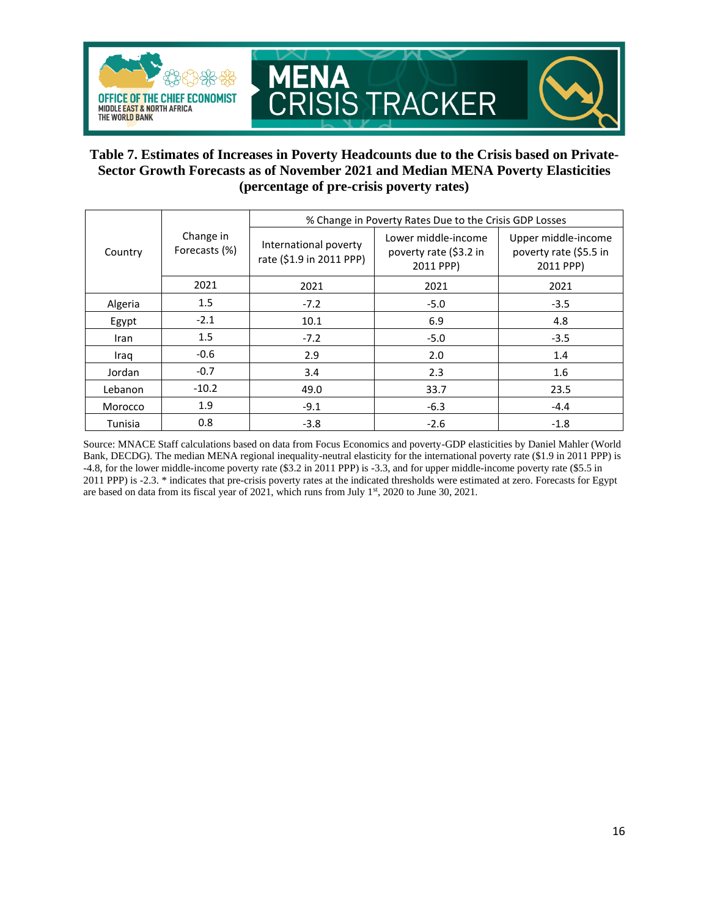**Table 7. Estimates of Increases in Poverty Headcounts due to the Crisis based on Private-Sector Growth Forecasts as of November 2021 and Median MENA Poverty Elasticities (percentage of pre-crisis poverty rates)**

| Country | Change in Forecasts (%) | % Change in Poverty Rates Due to the Crisis GDP Losses | | |
|---|---|---|---|---|
| | | International poverty rate ($1.9 in 2011 PPP) | Lower middle-income poverty rate ($3.2 in 2011 PPP) | Upper middle-income poverty rate ($5.5 in 2011 PPP) |
| | 2021 | 2021 | 2021 | 2021 |
| Algeria | 1.5 | -7.2 | -5.0 | -3.5 |
| Egypt | -2.1 | 10.1 | 6.9 | 4.8 |
| Iran | 1.5 | -7.2 | -5.0 | -3.5 |
| Iraq | -0.6 | 2.9 | 2.0 | 1.4 |
| Jordan | -0.7 | 3.4 | 2.3 | 1.6 |
| Lebanon | -10.2 | 49.0 | 33.7 | 23.5 |
| Morocco | 1.9 | -9.1 | -6.3 | -4.4 |
| Tunisia | 0.8 | -3.8 | -2.6 | -1.8 |

Source: MNACE Staff calculations based on data from Focus Economics and poverty-GDP elasticities by Daniel Mahler (World Bank, DECDG). The median MENA regional inequality-neutral elasticity for the international poverty rate ($1.9 in 2011 PPP) is -4.8, for the lower middle-income poverty rate ($3.2 in 2011 PPP) is -3.3, and for upper middle-income poverty rate ($5.5 in 2011 PPP) is -2.3. * indicates that pre-crisis poverty rates at the indicated thresholds were estimated at zero. Forecasts for Egypt are based on data from its fiscal year of 2021, which runs from July 1st, 2020 to June 30, 2021.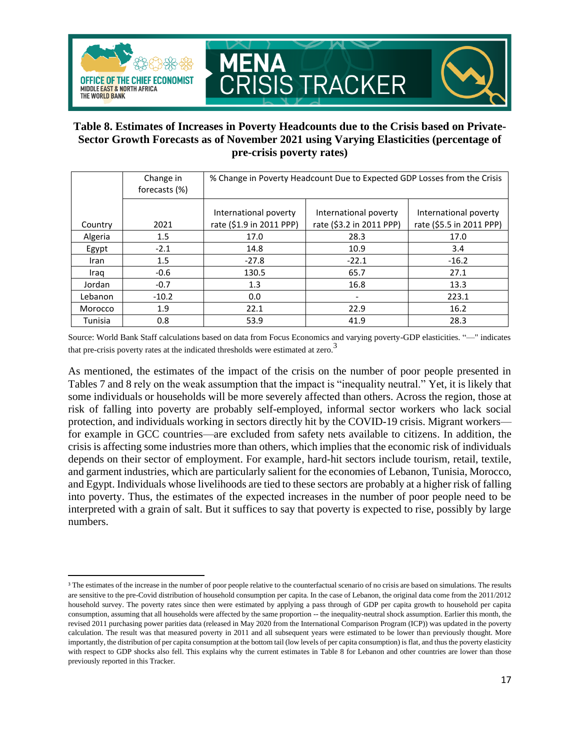**Table 8. Estimates of Increases in Poverty Headcounts due to the Crisis based on Private-Sector Growth Forecasts as of November 2021 using Varying Elasticities (percentage of pre-crisis poverty rates)**

| | Change in forecasts (%) | % Change in Poverty Headcount Due to Expected GDP Losses from the Crisis | | |
|---|---|---|---|---|
| Country | 2021 | International poverty rate ($1.9 in 2011 PPP) | International poverty rate ($3.2 in 2011 PPP) | International poverty rate ($5.5 in 2011 PPP) |
| Algeria | 1.5 | 17.0 | 28.3 | 17.0 |
| Egypt | -2.1 | 14.8 | 10.9 | 3.4 |
| Iran | 1.5 | -27.8 | -22.1 | -16.2 |
| Iraq | -0.6 | 130.5 | 65.7 | 27.1 |
| Jordan | -0.7 | 1.3 | 16.8 | 13.3 |
| Lebanon | -10.2 | 0.0 | - | 223.1 |
| Morocco | 1.9 | 22.1 | 22.9 | 16.2 |
| Tunisia | 0.8 | 53.9 | 41.9 | 28.3 |

Source: World Bank Staff calculations based on data from Focus Economics and varying poverty-GDP elasticities. "—" indicates that pre-crisis poverty rates at the indicated thresholds were estimated at zero.[3]

As mentioned, the estimates of the impact of the crisis on the number of poor people presented in Tables 7 and 8 rely on the weak assumption that the impact is "inequality neutral." Yet, it is likely that some individuals or households will be more severely affected than others. Across the region, those at risk of falling into poverty are probably self-employed, informal sector workers who lack social protection, and individuals working in sectors directly hit by the COVID-19 crisis. Migrant workers—for example in GCC countries—are excluded from safety nets available to citizens. In addition, the crisis is affecting some industries more than others, which implies that the economic risk of individuals depends on their sector of employment. For example, hard-hit sectors include tourism, retail, textile, and garment industries, which are particularly salient for the economies of Lebanon, Tunisia, Morocco, and Egypt. Individuals whose livelihoods are tied to these sectors are probably at a higher risk of falling into poverty. Thus, the estimates of the expected increases in the number of poor people need to be interpreted with a grain of salt. But it suffices to say that poverty is expected to rise, possibly by large numbers.

---

[3] The estimates of the increase in the number of poor people relative to the counterfactual scenario of no crisis are based on simulations. The results are sensitive to the pre-Covid distribution of household consumption per capita. In the case of Lebanon, the original data come from the 2011/2012 household survey. The poverty rates since then were estimated by applying a pass through of GDP per capita growth to household per capita consumption, assuming that all households were affected by the same proportion -- the inequality-neutral shock assumption. Earlier this month, the revised 2011 purchasing power parities data (released in May 2020 from the International Comparison Program (ICP)) was updated in the poverty calculation. The result was that measured poverty in 2011 and all subsequent years were estimated to be lower than previously thought. More importantly, the distribution of per capita consumption at the bottom tail (low levels of per capita consumption) is flat, and thus the poverty elasticity with respect to GDP shocks also fell. This explains why the current estimates in Table 8 for Lebanon and other countries are lower than those previously reported in this Tracker.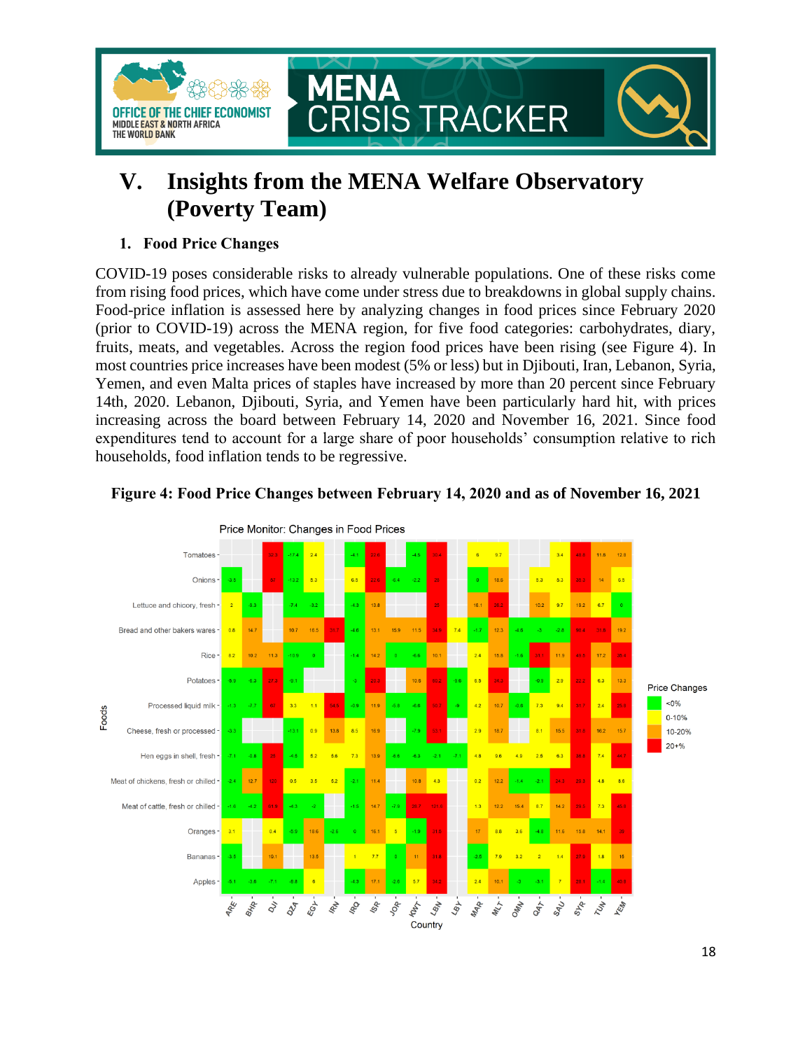# V. Insights from the MENA Welfare Observatory (Poverty Team)

## 1. Food Price Changes

COVID-19 poses considerable risks to already vulnerable populations. One of these risks come from rising food prices, which have come under stress due to breakdowns in global supply chains. Food-price inflation is assessed here by analyzing changes in food prices since February 2020 (prior to COVID-19) across the MENA region, for five food categories: carbohydrates, diary, fruits, meats, and vegetables. Across the region food prices have been rising (see Figure 4). In most countries price increases have been modest (5% or less) but in Djibouti, Iran, Lebanon, Syria, Yemen, and even Malta prices of staples have increased by more than 20 percent since February 14th, 2020. Lebanon, Djibouti, Syria, and Yemen have been particularly hard hit, with prices increasing across the board between February 14, 2020 and November 16, 2021. Since food expenditures tend to account for a large share of poor households' consumption relative to rich households, food inflation tends to be regressive.

**Figure 4: Food Price Changes between February 14, 2020 and as of November 16, 2021**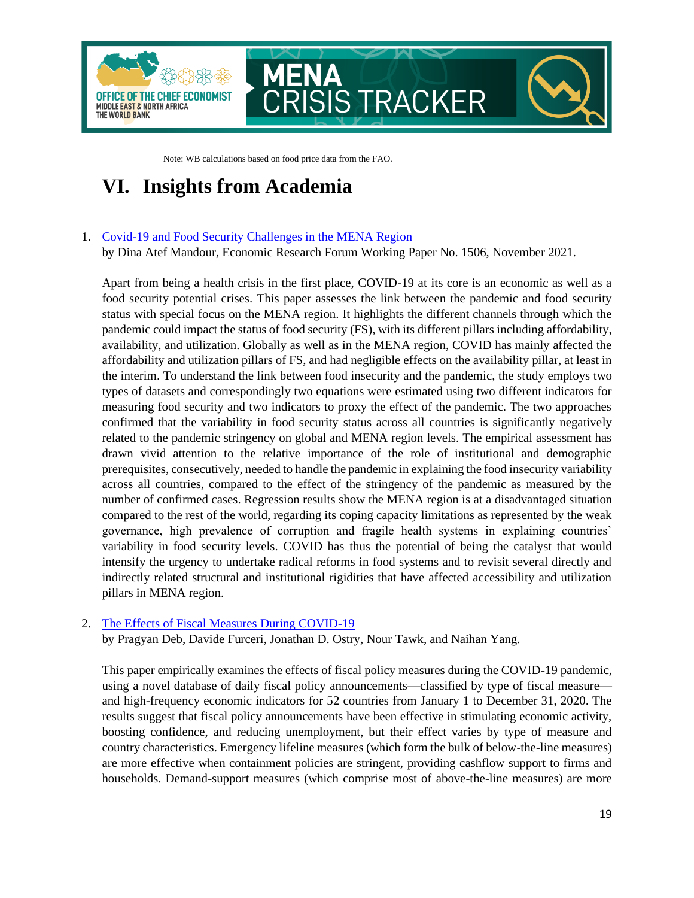Note: WB calculations based on food price data from the FAO.

# VI. Insights from Academia

1. [Covid-19 and Food Security Challenges in the MENA Region](#)
   by Dina Atef Mandour, Economic Research Forum Working Paper No. 1506, November 2021.

   Apart from being a health crisis in the first place, COVID-19 at its core is an economic as well as a food security potential crises. This paper assesses the link between the pandemic and food security status with special focus on the MENA region. It highlights the different channels through which the pandemic could impact the status of food security (FS), with its different pillars including affordability, availability, and utilization. Globally as well as in the MENA region, COVID has mainly affected the affordability and utilization pillars of FS, and had negligible effects on the availability pillar, at least in the interim. To understand the link between food insecurity and the pandemic, the study employs two types of datasets and correspondingly two equations were estimated using two different indicators for measuring food security and two indicators to proxy the effect of the pandemic. The two approaches confirmed that the variability in food security status across all countries is significantly negatively related to the pandemic stringency on global and MENA region levels. The empirical assessment has drawn vivid attention to the relative importance of the role of institutional and demographic prerequisites, consecutively, needed to handle the pandemic in explaining the food insecurity variability across all countries, compared to the effect of the stringency of the pandemic as measured by the number of confirmed cases. Regression results show the MENA region is at a disadvantaged situation compared to the rest of the world, regarding its coping capacity limitations as represented by the weak governance, high prevalence of corruption and fragile health systems in explaining countries' variability in food security levels. COVID has thus the potential of being the catalyst that would intensify the urgency to undertake radical reforms in food systems and to revisit several directly and indirectly related structural and institutional rigidities that have affected accessibility and utilization pillars in MENA region.

2. [The Effects of Fiscal Measures During COVID-19](#)
   by Pragyan Deb, Davide Furceri, Jonathan D. Ostry, Nour Tawk, and Naihan Yang.

   This paper empirically examines the effects of fiscal policy measures during the COVID-19 pandemic, using a novel database of daily fiscal policy announcements—classified by type of fiscal measure—and high-frequency economic indicators for 52 countries from January 1 to December 31, 2020. The results suggest that fiscal policy announcements have been effective in stimulating economic activity, boosting confidence, and reducing unemployment, but their effect varies by type of measure and country characteristics. Emergency lifeline measures (which form the bulk of below-the-line measures) are more effective when containment policies are stringent, providing cashflow support to firms and households. Demand-support measures (which comprise most of above-the-line measures) are more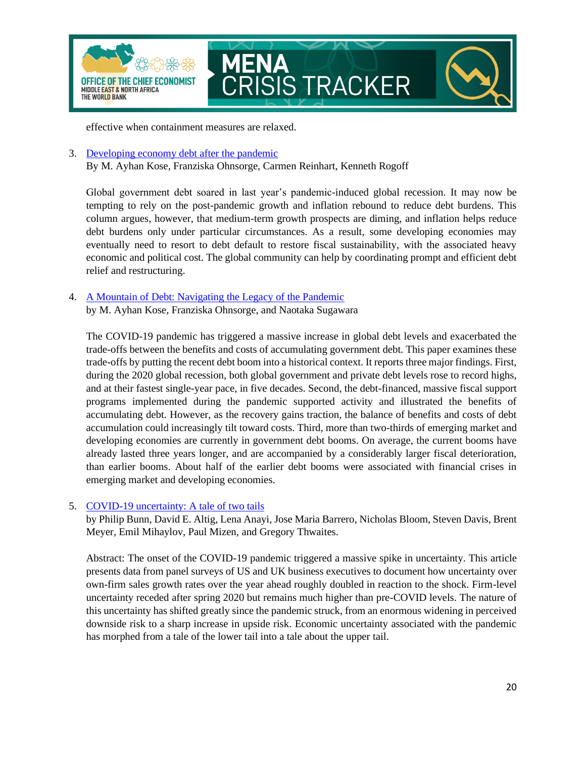effective when containment measures are relaxed.

3. [Developing economy debt after the pandemic]
   By M. Ayhan Kose, Franziska Ohnsorge, Carmen Reinhart, Kenneth Rogoff

   Global government debt soared in last year's pandemic-induced global recession. It may now be tempting to rely on the post-pandemic growth and inflation rebound to reduce debt burdens. This column argues, however, that medium-term growth prospects are diming, and inflation helps reduce debt burdens only under particular circumstances. As a result, some developing economies may eventually need to resort to debt default to restore fiscal sustainability, with the associated heavy economic and political cost. The global community can help by coordinating prompt and efficient debt relief and restructuring.

4. [A Mountain of Debt: Navigating the Legacy of the Pandemic]
   by M. Ayhan Kose, Franziska Ohnsorge, and Naotaka Sugawara

   The COVID-19 pandemic has triggered a massive increase in global debt levels and exacerbated the trade-offs between the benefits and costs of accumulating government debt. This paper examines these trade-offs by putting the recent debt boom into a historical context. It reports three major findings. First, during the 2020 global recession, both global government and private debt levels rose to record highs, and at their fastest single-year pace, in five decades. Second, the debt-financed, massive fiscal support programs implemented during the pandemic supported activity and illustrated the benefits of accumulating debt. However, as the recovery gains traction, the balance of benefits and costs of debt accumulation could increasingly tilt toward costs. Third, more than two-thirds of emerging market and developing economies are currently in government debt booms. On average, the current booms have already lasted three years longer, and are accompanied by a considerably larger fiscal deterioration, than earlier booms. About half of the earlier debt booms were associated with financial crises in emerging market and developing economies.

5. [COVID-19 uncertainty: A tale of two tails]
   by Philip Bunn, David E. Altig, Lena Anayi, Jose Maria Barrero, Nicholas Bloom, Steven Davis, Brent Meyer, Emil Mihaylov, Paul Mizen, and Gregory Thwaites.

   Abstract: The onset of the COVID-19 pandemic triggered a massive spike in uncertainty. This article presents data from panel surveys of US and UK business executives to document how uncertainty over own-firm sales growth rates over the year ahead roughly doubled in reaction to the shock. Firm-level uncertainty receded after spring 2020 but remains much higher than pre-COVID levels. The nature of this uncertainty has shifted greatly since the pandemic struck, from an enormous widening in perceived downside risk to a sharp increase in upside risk. Economic uncertainty associated with the pandemic has morphed from a tale of the lower tail into a tale about the upper tail.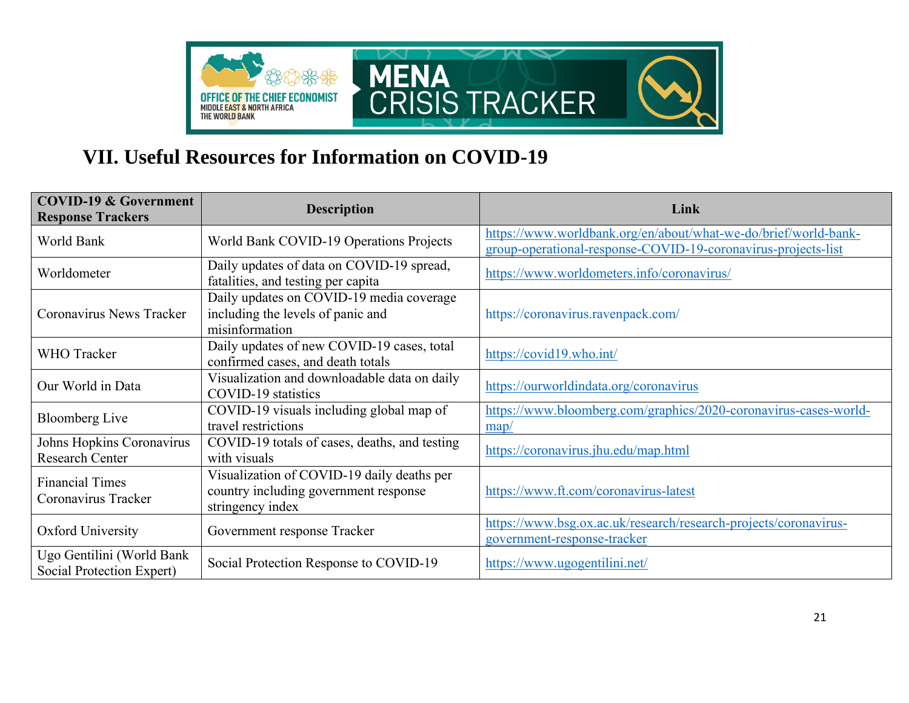## VII. Useful Resources for Information on COVID-19

| COVID-19 & Government Response Trackers | Description | Link |
|---|---|---|
| World Bank | World Bank COVID-19 Operations Projects | https://www.worldbank.org/en/about/what-we-do/brief/world-bank-group-operational-response-COVID-19-coronavirus-projects-list |
| Worldometer | Daily updates of data on COVID-19 spread, fatalities, and testing per capita | https://www.worldometers.info/coronavirus/ |
| Coronavirus News Tracker | Daily updates on COVID-19 media coverage including the levels of panic and misinformation | https://coronavirus.ravenpack.com/ |
| WHO Tracker | Daily updates of new COVID-19 cases, total confirmed cases, and death totals | https://covid19.who.int/ |
| Our World in Data | Visualization and downloadable data on daily COVID-19 statistics | https://ourworldindata.org/coronavirus |
| Bloomberg Live | COVID-19 visuals including global map of travel restrictions | https://www.bloomberg.com/graphics/2020-coronavirus-cases-world-map/ |
| Johns Hopkins Coronavirus Research Center | COVID-19 totals of cases, deaths, and testing with visuals | https://coronavirus.jhu.edu/map.html |
| Financial Times Coronavirus Tracker | Visualization of COVID-19 daily deaths per country including government response stringency index | https://www.ft.com/coronavirus-latest |
| Oxford University | Government response Tracker | https://www.bsg.ox.ac.uk/research/research-projects/coronavirus-government-response-tracker |
| Ugo Gentilini (World Bank Social Protection Expert) | Social Protection Response to COVID-19 | https://www.ugogentilini.net/ |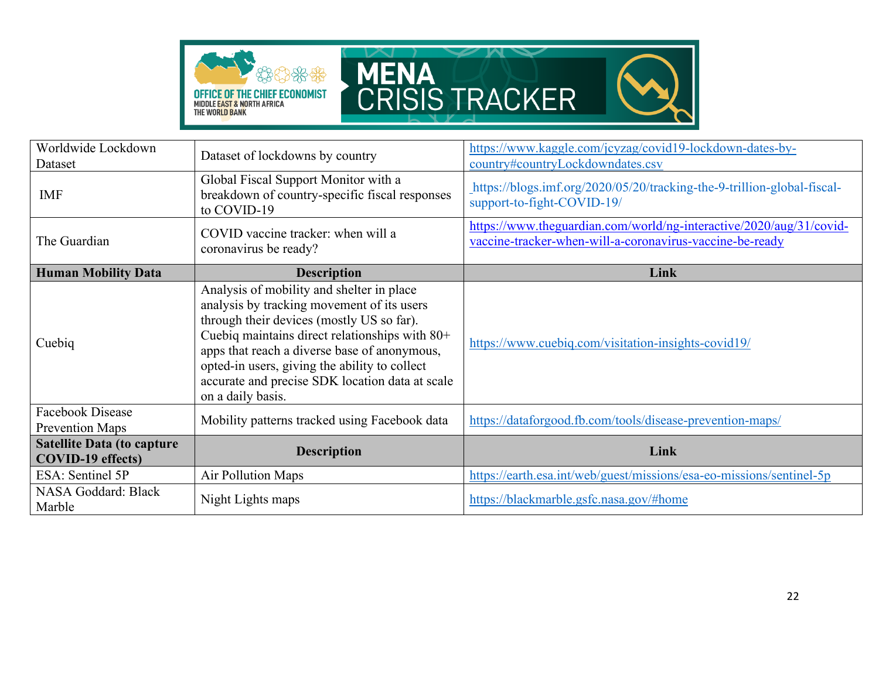| | | |
|---|---|---|
| Worldwide Lockdown Dataset | Dataset of lockdowns by country | https://www.kaggle.com/jcyzag/covid19-lockdown-dates-by-country#countryLockdowndates.csv |
| IMF | Global Fiscal Support Monitor with a breakdown of country-specific fiscal responses to COVID-19 | https://blogs.imf.org/2020/05/20/tracking-the-9-trillion-global-fiscal-support-to-fight-COVID-19/ |
| The Guardian | COVID vaccine tracker: when will a coronavirus be ready? | https://www.theguardian.com/world/ng-interactive/2020/aug/31/covid-vaccine-tracker-when-will-a-coronavirus-vaccine-be-ready |
| **Human Mobility Data** | **Description** | **Link** |
| Cuebiq | Analysis of mobility and shelter in place analysis by tracking movement of its users through their devices (mostly US so far). Cuebiq maintains direct relationships with 80+ apps that reach a diverse base of anonymous, opted-in users, giving the ability to collect accurate and precise SDK location data at scale on a daily basis. | https://www.cuebiq.com/visitation-insights-covid19/ |
| Facebook Disease Prevention Maps | Mobility patterns tracked using Facebook data | https://dataforgood.fb.com/tools/disease-prevention-maps/ |
| **Satellite Data (to capture COVID-19 effects)** | **Description** | **Link** |
| ESA: Sentinel 5P | Air Pollution Maps | https://earth.esa.int/web/guest/missions/esa-eo-missions/sentinel-5p |
| NASA Goddard: Black Marble | Night Lights maps | https://blackmarble.gsfc.nasa.gov/#home |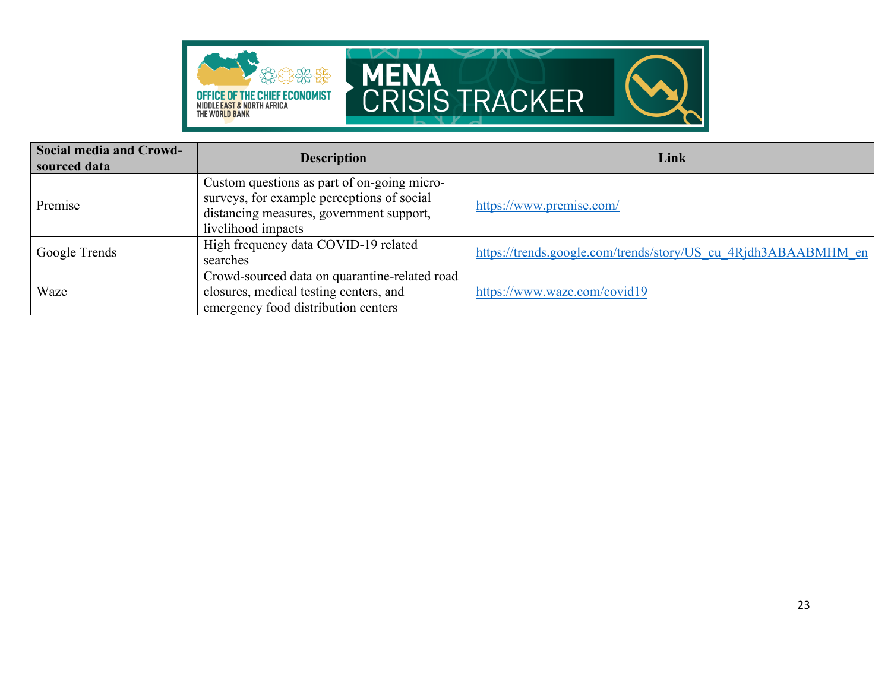| Social media and Crowd-sourced data | Description | Link |
|---|---|---|
| Premise | Custom questions as part of on-going micro-surveys, for example perceptions of social distancing measures, government support, livelihood impacts | https://www.premise.com/ |
| Google Trends | High frequency data COVID-19 related searches | https://trends.google.com/trends/story/US_cu_4Rjdh3ABAABMHM_en |
| Waze | Crowd-sourced data on quarantine-related road closures, medical testing centers, and emergency food distribution centers | https://www.waze.com/covid19 |